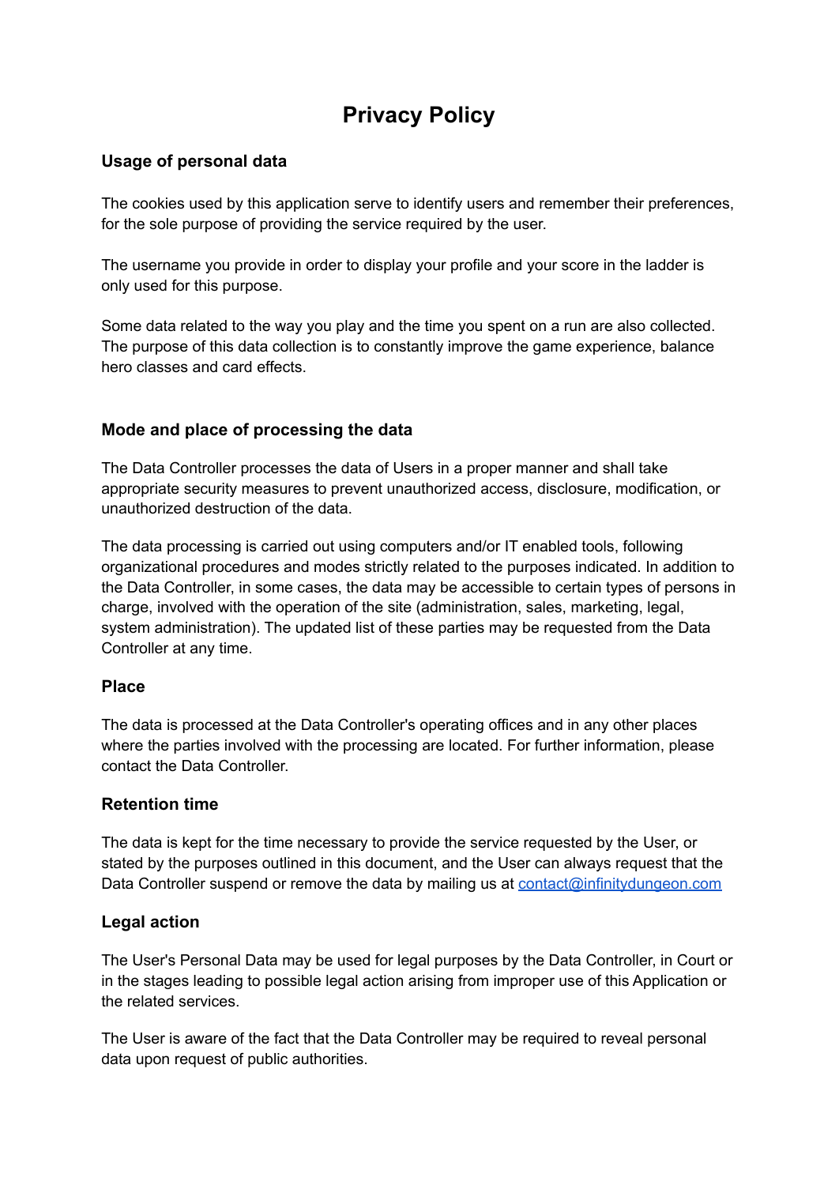# Privacy Policy

### Usage of personal data

The cookies used by this application serve to identify users and remember their preferences, for the sole purpose of providing the service required by the user.

The username you provide in order to display your profile and your score in the ladder is only used for this purpose.

Some data related to the way you play and the time you spent on a run are also collected. The purpose of this data collection is to constantly improve the game experience, balance hero classes and card effects.

### Mode and place of processing the data

The Data Controller processes the data of Users in a proper manner and shall take appropriate security measures to prevent unauthorized access, disclosure, modification, or unauthorized destruction of the data.

The data processing is carried out using computers and/or IT enabled tools, following organizational procedures and modes strictly related to the purposes indicated. In addition to the Data Controller, in some cases, the data may be accessible to certain types of persons in charge, involved with the operation of the site (administration, sales, marketing, legal, system administration). The updated list of these parties may be requested from the Data Controller at any time.

### Place

The data is processed at the Data Controller's operating offices and in any other places where the parties involved with the processing are located. For further information, please contact the Data Controller.

### Retention time

The data is kept for the time necessary to provide the service requested by the User, or stated by the purposes outlined in this document, and the User can always request that the Data Controller suspend or remove the data by mailing us at [contact@infinitydungeon.com](mailto:contact@infinitydungeon.com)

### Legal action

The User's Personal Data may be used for legal purposes by the Data Controller, in Court or in the stages leading to possible legal action arising from improper use of this Application or the related services.

The User is aware of the fact that the Data Controller may be required to reveal personal data upon request of public authorities.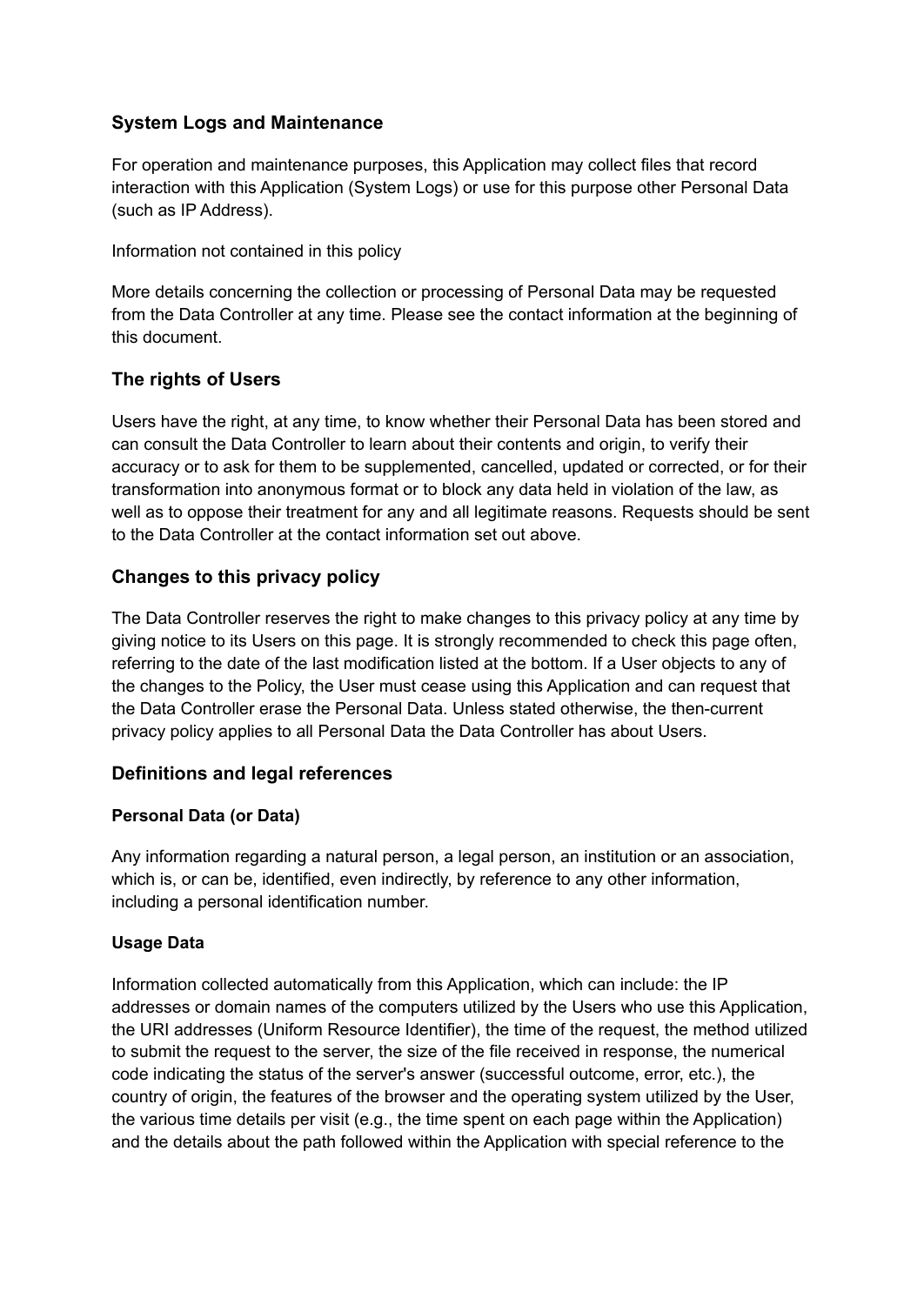### System Logs and Maintenance

For operation and maintenance purposes, this Application may collect files that record interaction with this Application (System Logs) or use for this purpose other Personal Data (such as IP Address).

Information not contained in this policy

More details concerning the collection or processing of Personal Data may be requested from the Data Controller at any time. Please see the contact information at the beginning of this document.

### The rights of Users

Users have the right, at any time, to know whether their Personal Data has been stored and can consult the Data Controller to learn about their contents and origin, to verify their accuracy or to ask for them to be supplemented, cancelled, updated or corrected, or for their transformation into anonymous format or to block any data held in violation of the law, as well as to oppose their treatment for any and all legitimate reasons. Requests should be sent to the Data Controller at the contact information set out above.

### Changes to this privacy policy

The Data Controller reserves the right to make changes to this privacy policy at any time by giving notice to its Users on this page. It is strongly recommended to check this page often, referring to the date of the last modification listed at the bottom. If a User objects to any of the changes to the Policy, the User must cease using this Application and can request that the Data Controller erase the Personal Data. Unless stated otherwise, the then-current privacy policy applies to all Personal Data the Data Controller has about Users.

### Definitions and legal references

#### Personal Data (or Data)

Any information regarding a natural person, a legal person, an institution or an association, which is, or can be, identified, even indirectly, by reference to any other information, including a personal identification number.

#### Usage Data

Information collected automatically from this Application, which can include: the IP addresses or domain names of the computers utilized by the Users who use this Application, the URI addresses (Uniform Resource Identifier), the time of the request, the method utilized to submit the request to the server, the size of the file received in response, the numerical code indicating the status of the server's answer (successful outcome, error, etc.), the country of origin, the features of the browser and the operating system utilized by the User, the various time details per visit (e.g., the time spent on each page within the Application) and the details about the path followed within the Application with special reference to the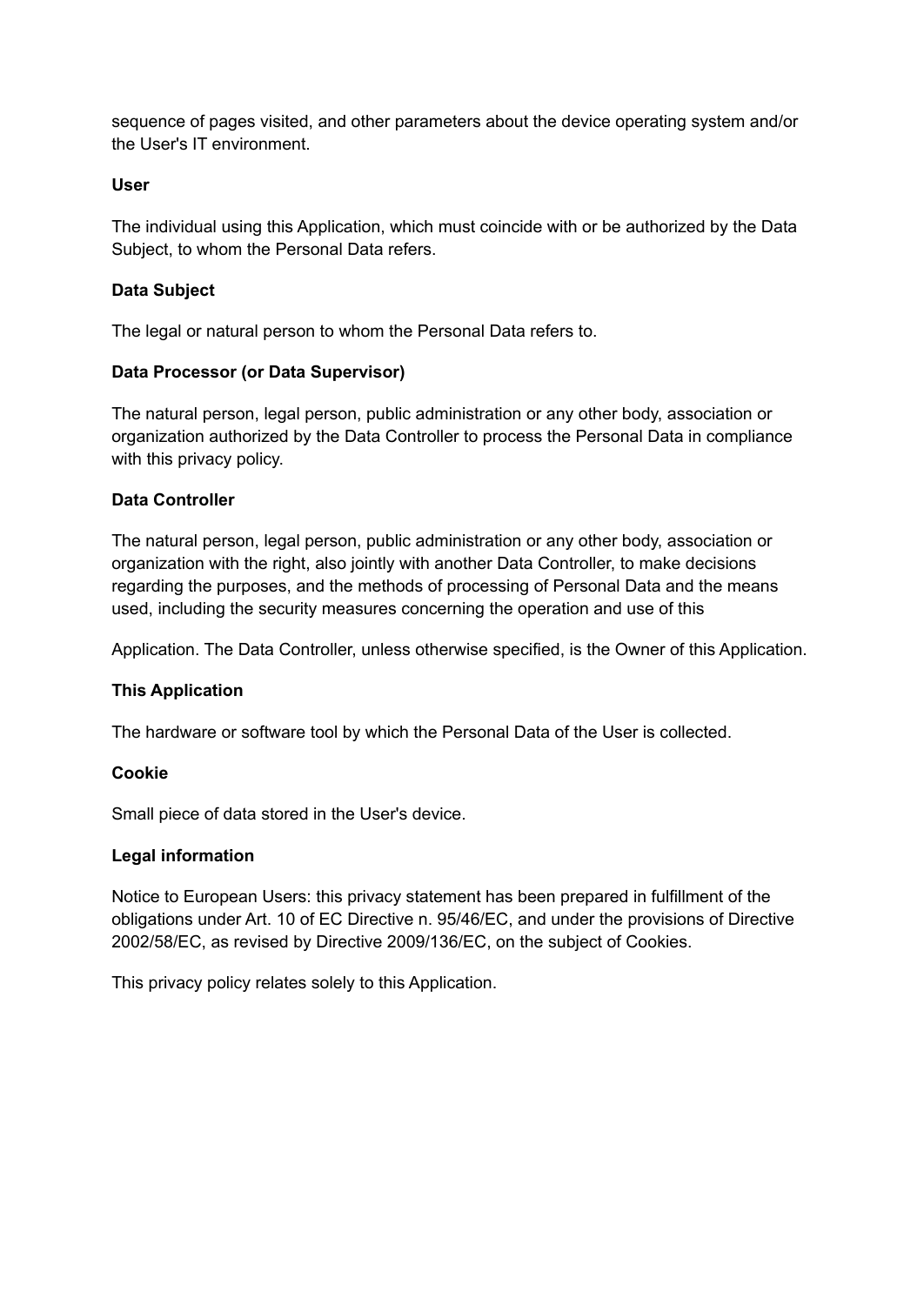sequence of pages visited, and other parameters about the device operating system and/or the User's IT environment.

**User**

The individual using this Application, which must coincide with or be authorized by the Data Subject, to whom the Personal Data refers.

**Data Subject**

The legal or natural person to whom the Personal Data refers to.

**Data Processor (or Data Supervisor)**

The natural person, legal person, public administration or any other body, association or organization authorized by the Data Controller to process the Personal Data in compliance with this privacy policy.

**Data Controller**

The natural person, legal person, public administration or any other body, association or organization with the right, also jointly with another Data Controller, to make decisions regarding the purposes, and the methods of processing of Personal Data and the means used, including the security measures concerning the operation and use of this

Application. The Data Controller, unless otherwise specified, is the Owner of this Application.

**This Application**

The hardware or software tool by which the Personal Data of the User is collected.

**Cookie**

Small piece of data stored in the User's device.

**Legal information**

Notice to European Users: this privacy statement has been prepared in fulfillment of the obligations under Art. 10 of EC Directive n. 95/46/EC, and under the provisions of Directive 2002/58/EC, as revised by Directive 2009/136/EC, on the subject of Cookies.

This privacy policy relates solely to this Application.